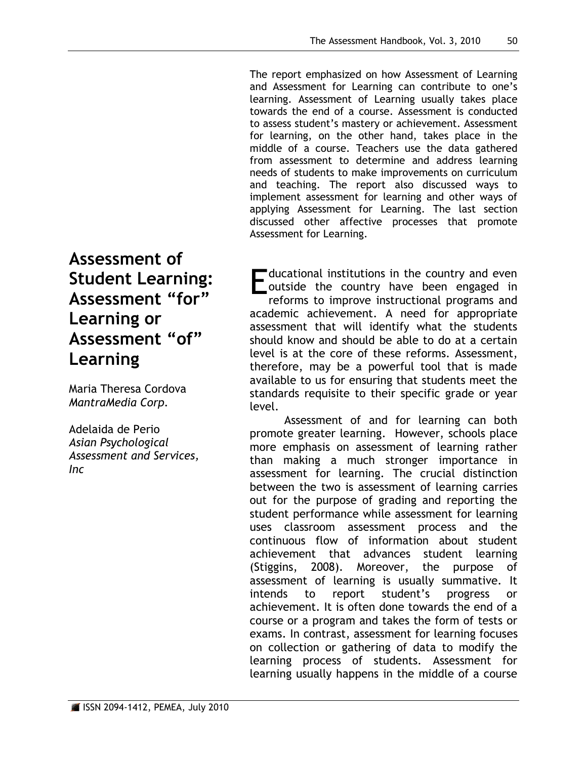# Assessment of Student Learning: Assessment "for" Learning or Assessment "of" Learning

Maria Theresa Cordova
*MantraMedia Corp.*

Adelaida de Perio
*Asian Psychological Assessment and Services, Inc*

The report emphasized on how Assessment of Learning and Assessment for Learning can contribute to one's learning. Assessment of Learning usually takes place towards the end of a course. Assessment is conducted to assess student's mastery or achievement. Assessment for learning, on the other hand, takes place in the middle of a course. Teachers use the data gathered from assessment to determine and address learning needs of students to make improvements on curriculum and teaching. The report also discussed ways to implement assessment for learning and other ways of applying Assessment for Learning. The last section discussed other affective processes that promote Assessment for Learning.

Educational institutions in the country and even outside the country have been engaged in reforms to improve instructional programs and academic achievement. A need for appropriate assessment that will identify what the students should know and should be able to do at a certain level is at the core of these reforms. Assessment, therefore, may be a powerful tool that is made available to us for ensuring that students meet the standards requisite to their specific grade or year level.

Assessment of and for learning can both promote greater learning. However, schools place more emphasis on assessment of learning rather than making a much stronger importance in assessment for learning. The crucial distinction between the two is assessment of learning carries out for the purpose of grading and reporting the student performance while assessment for learning uses classroom assessment process and the continuous flow of information about student achievement that advances student learning (Stiggins, 2008). Moreover, the purpose of assessment of learning is usually summative. It intends to report student's progress or achievement. It is often done towards the end of a course or a program and takes the form of tests or exams. In contrast, assessment for learning focuses on collection or gathering of data to modify the learning process of students. Assessment for learning usually happens in the middle of a course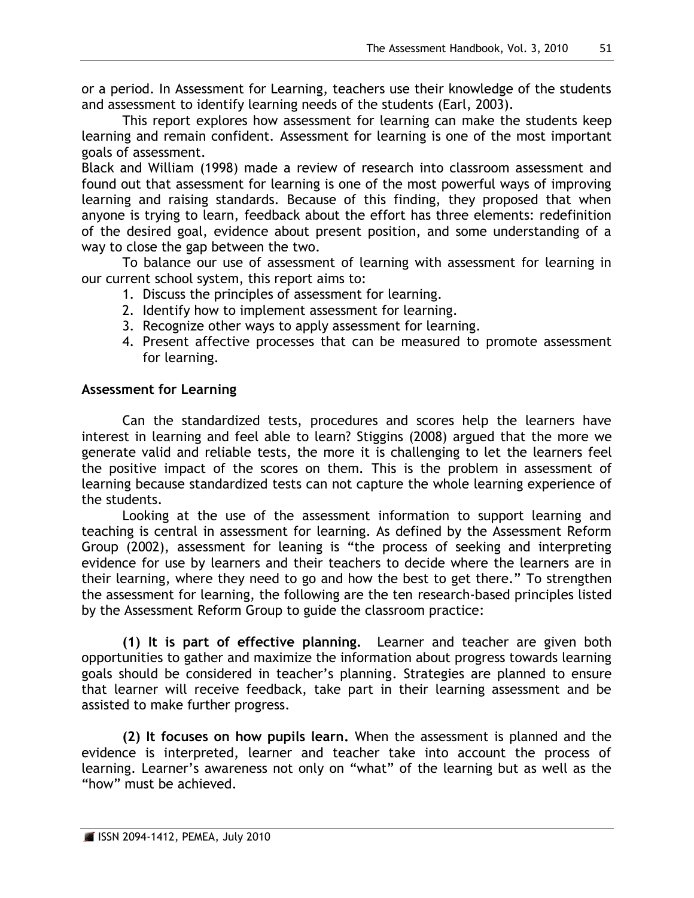or a period. In Assessment for Learning, teachers use their knowledge of the students and assessment to identify learning needs of the students (Earl, 2003).

This report explores how assessment for learning can make the students keep learning and remain confident. Assessment for learning is one of the most important goals of assessment.

Black and William (1998) made a review of research into classroom assessment and found out that assessment for learning is one of the most powerful ways of improving learning and raising standards. Because of this finding, they proposed that when anyone is trying to learn, feedback about the effort has three elements: redefinition of the desired goal, evidence about present position, and some understanding of a way to close the gap between the two.

To balance our use of assessment of learning with assessment for learning in our current school system, this report aims to:

1. Discuss the principles of assessment for learning.
2. Identify how to implement assessment for learning.
3. Recognize other ways to apply assessment for learning.
4. Present affective processes that can be measured to promote assessment for learning.

## Assessment for Learning

Can the standardized tests, procedures and scores help the learners have interest in learning and feel able to learn? Stiggins (2008) argued that the more we generate valid and reliable tests, the more it is challenging to let the learners feel the positive impact of the scores on them. This is the problem in assessment of learning because standardized tests can not capture the whole learning experience of the students.

Looking at the use of the assessment information to support learning and teaching is central in assessment for learning. As defined by the Assessment Reform Group (2002), assessment for leaning is "the process of seeking and interpreting evidence for use by learners and their teachers to decide where the learners are in their learning, where they need to go and how the best to get there." To strengthen the assessment for learning, the following are the ten research-based principles listed by the Assessment Reform Group to guide the classroom practice:

**(1) It is part of effective planning.** Learner and teacher are given both opportunities to gather and maximize the information about progress towards learning goals should be considered in teacher's planning. Strategies are planned to ensure that learner will receive feedback, take part in their learning assessment and be assisted to make further progress.

**(2) It focuses on how pupils learn.** When the assessment is planned and the evidence is interpreted, learner and teacher take into account the process of learning. Learner's awareness not only on "what" of the learning but as well as the "how" must be achieved.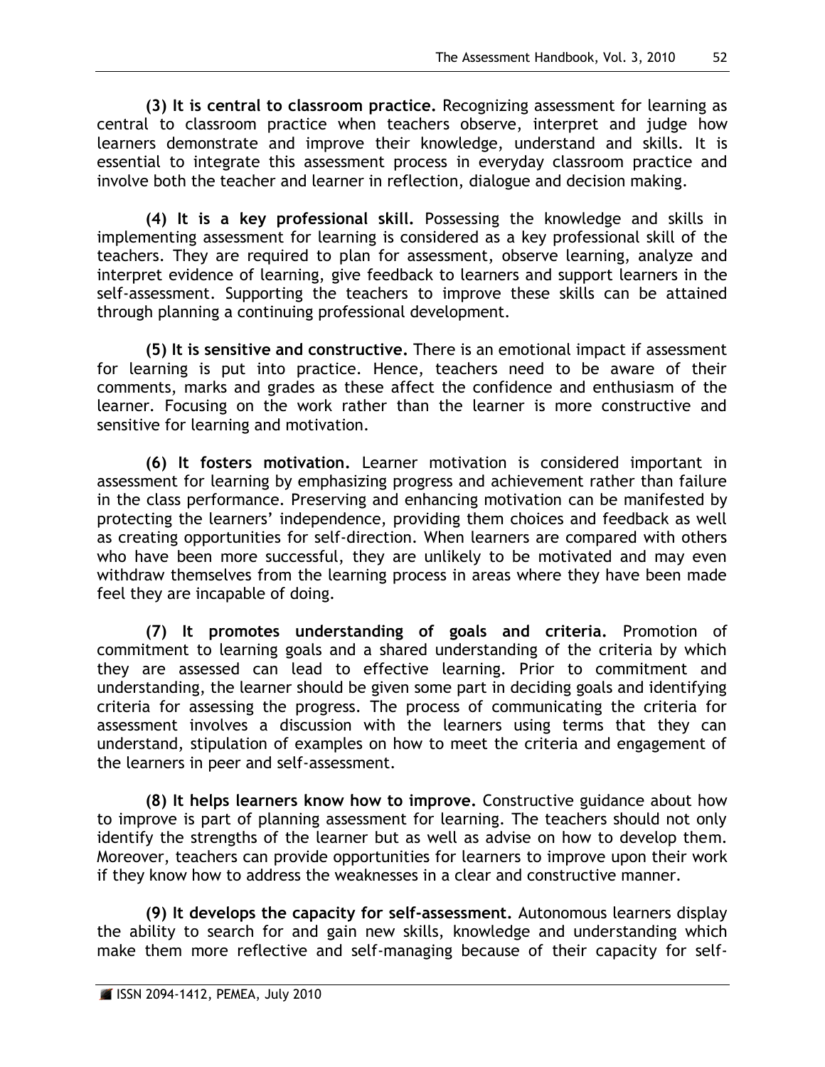**(3) It is central to classroom practice.** Recognizing assessment for learning as central to classroom practice when teachers observe, interpret and judge how learners demonstrate and improve their knowledge, understand and skills. It is essential to integrate this assessment process in everyday classroom practice and involve both the teacher and learner in reflection, dialogue and decision making.

**(4) It is a key professional skill.** Possessing the knowledge and skills in implementing assessment for learning is considered as a key professional skill of the teachers. They are required to plan for assessment, observe learning, analyze and interpret evidence of learning, give feedback to learners and support learners in the self-assessment. Supporting the teachers to improve these skills can be attained through planning a continuing professional development.

**(5) It is sensitive and constructive.** There is an emotional impact if assessment for learning is put into practice. Hence, teachers need to be aware of their comments, marks and grades as these affect the confidence and enthusiasm of the learner. Focusing on the work rather than the learner is more constructive and sensitive for learning and motivation.

**(6) It fosters motivation.** Learner motivation is considered important in assessment for learning by emphasizing progress and achievement rather than failure in the class performance. Preserving and enhancing motivation can be manifested by protecting the learners' independence, providing them choices and feedback as well as creating opportunities for self-direction. When learners are compared with others who have been more successful, they are unlikely to be motivated and may even withdraw themselves from the learning process in areas where they have been made feel they are incapable of doing.

**(7) It promotes understanding of goals and criteria.** Promotion of commitment to learning goals and a shared understanding of the criteria by which they are assessed can lead to effective learning. Prior to commitment and understanding, the learner should be given some part in deciding goals and identifying criteria for assessing the progress. The process of communicating the criteria for assessment involves a discussion with the learners using terms that they can understand, stipulation of examples on how to meet the criteria and engagement of the learners in peer and self-assessment.

**(8) It helps learners know how to improve.** Constructive guidance about how to improve is part of planning assessment for learning. The teachers should not only identify the strengths of the learner but as well as advise on how to develop them. Moreover, teachers can provide opportunities for learners to improve upon their work if they know how to address the weaknesses in a clear and constructive manner.

**(9) It develops the capacity for self-assessment.** Autonomous learners display the ability to search for and gain new skills, knowledge and understanding which make them more reflective and self-managing because of their capacity for self-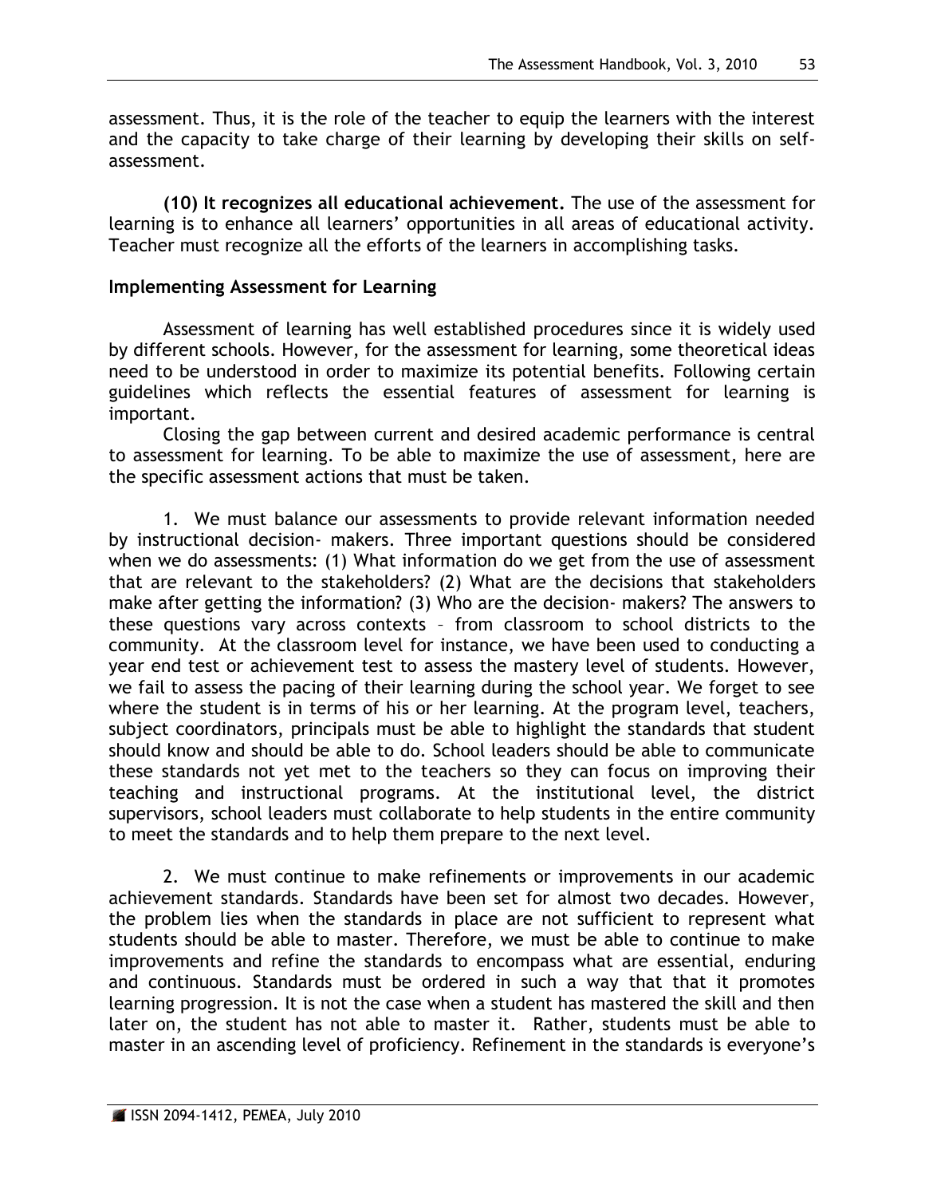assessment. Thus, it is the role of the teacher to equip the learners with the interest and the capacity to take charge of their learning by developing their skills on self-assessment.

**(10) It recognizes all educational achievement.** The use of the assessment for learning is to enhance all learners' opportunities in all areas of educational activity. Teacher must recognize all the efforts of the learners in accomplishing tasks.

### Implementing Assessment for Learning

Assessment of learning has well established procedures since it is widely used by different schools. However, for the assessment for learning, some theoretical ideas need to be understood in order to maximize its potential benefits. Following certain guidelines which reflects the essential features of assessment for learning is important.

Closing the gap between current and desired academic performance is central to assessment for learning. To be able to maximize the use of assessment, here are the specific assessment actions that must be taken.

1. We must balance our assessments to provide relevant information needed by instructional decision- makers. Three important questions should be considered when we do assessments: (1) What information do we get from the use of assessment that are relevant to the stakeholders? (2) What are the decisions that stakeholders make after getting the information? (3) Who are the decision- makers? The answers to these questions vary across contexts – from classroom to school districts to the community. At the classroom level for instance, we have been used to conducting a year end test or achievement test to assess the mastery level of students. However, we fail to assess the pacing of their learning during the school year. We forget to see where the student is in terms of his or her learning. At the program level, teachers, subject coordinators, principals must be able to highlight the standards that student should know and should be able to do. School leaders should be able to communicate these standards not yet met to the teachers so they can focus on improving their teaching and instructional programs. At the institutional level, the district supervisors, school leaders must collaborate to help students in the entire community to meet the standards and to help them prepare to the next level.

2. We must continue to make refinements or improvements in our academic achievement standards. Standards have been set for almost two decades. However, the problem lies when the standards in place are not sufficient to represent what students should be able to master. Therefore, we must be able to continue to make improvements and refine the standards to encompass what are essential, enduring and continuous. Standards must be ordered in such a way that that it promotes learning progression. It is not the case when a student has mastered the skill and then later on, the student has not able to master it. Rather, students must be able to master in an ascending level of proficiency. Refinement in the standards is everyone's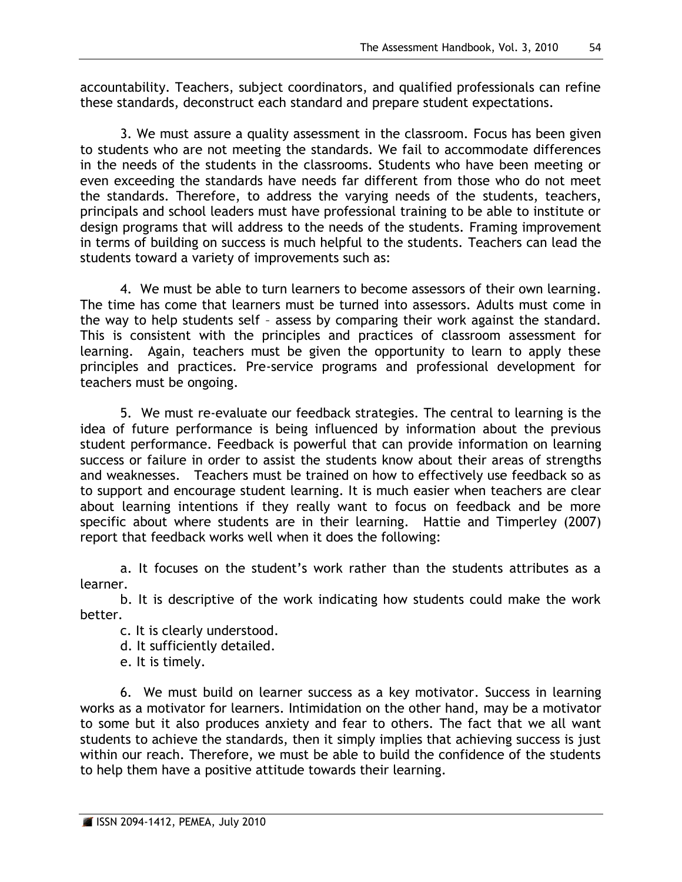accountability. Teachers, subject coordinators, and qualified professionals can refine these standards, deconstruct each standard and prepare student expectations.

3. We must assure a quality assessment in the classroom. Focus has been given to students who are not meeting the standards. We fail to accommodate differences in the needs of the students in the classrooms. Students who have been meeting or even exceeding the standards have needs far different from those who do not meet the standards. Therefore, to address the varying needs of the students, teachers, principals and school leaders must have professional training to be able to institute or design programs that will address to the needs of the students. Framing improvement in terms of building on success is much helpful to the students. Teachers can lead the students toward a variety of improvements such as:

4. We must be able to turn learners to become assessors of their own learning. The time has come that learners must be turned into assessors. Adults must come in the way to help students self – assess by comparing their work against the standard. This is consistent with the principles and practices of classroom assessment for learning. Again, teachers must be given the opportunity to learn to apply these principles and practices. Pre-service programs and professional development for teachers must be ongoing.

5. We must re-evaluate our feedback strategies. The central to learning is the idea of future performance is being influenced by information about the previous student performance. Feedback is powerful that can provide information on learning success or failure in order to assist the students know about their areas of strengths and weaknesses. Teachers must be trained on how to effectively use feedback so as to support and encourage student learning. It is much easier when teachers are clear about learning intentions if they really want to focus on feedback and be more specific about where students are in their learning. Hattie and Timperley (2007) report that feedback works well when it does the following:

a. It focuses on the student's work rather than the students attributes as a learner.
b. It is descriptive of the work indicating how students could make the work better.
c. It is clearly understood.
d. It sufficiently detailed.
e. It is timely.

6. We must build on learner success as a key motivator. Success in learning works as a motivator for learners. Intimidation on the other hand, may be a motivator to some but it also produces anxiety and fear to others. The fact that we all want students to achieve the standards, then it simply implies that achieving success is just within our reach. Therefore, we must be able to build the confidence of the students to help them have a positive attitude towards their learning.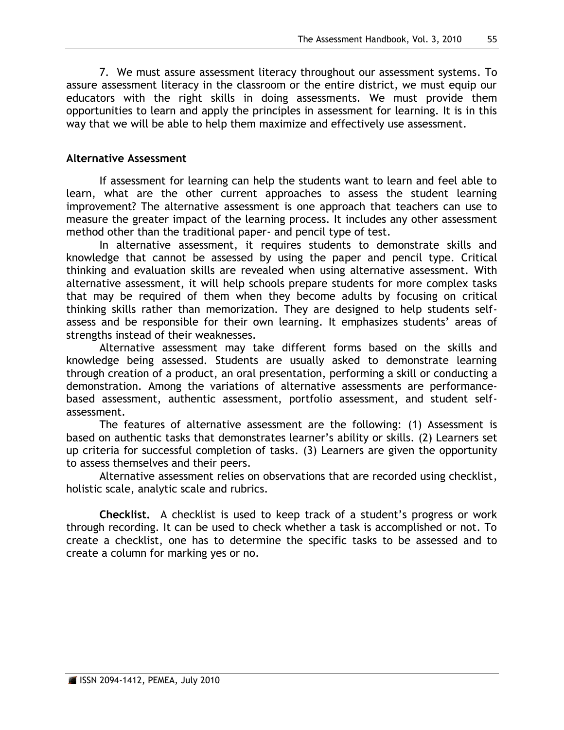7. We must assure assessment literacy throughout our assessment systems. To assure assessment literacy in the classroom or the entire district, we must equip our educators with the right skills in doing assessments. We must provide them opportunities to learn and apply the principles in assessment for learning. It is in this way that we will be able to help them maximize and effectively use assessment.

## Alternative Assessment

If assessment for learning can help the students want to learn and feel able to learn, what are the other current approaches to assess the student learning improvement? The alternative assessment is one approach that teachers can use to measure the greater impact of the learning process. It includes any other assessment method other than the traditional paper- and pencil type of test.

In alternative assessment, it requires students to demonstrate skills and knowledge that cannot be assessed by using the paper and pencil type. Critical thinking and evaluation skills are revealed when using alternative assessment. With alternative assessment, it will help schools prepare students for more complex tasks that may be required of them when they become adults by focusing on critical thinking skills rather than memorization. They are designed to help students self-assess and be responsible for their own learning. It emphasizes students' areas of strengths instead of their weaknesses.

Alternative assessment may take different forms based on the skills and knowledge being assessed. Students are usually asked to demonstrate learning through creation of a product, an oral presentation, performing a skill or conducting a demonstration. Among the variations of alternative assessments are performance-based assessment, authentic assessment, portfolio assessment, and student self-assessment.

The features of alternative assessment are the following: (1) Assessment is based on authentic tasks that demonstrates learner's ability or skills. (2) Learners set up criteria for successful completion of tasks. (3) Learners are given the opportunity to assess themselves and their peers.

Alternative assessment relies on observations that are recorded using checklist, holistic scale, analytic scale and rubrics.

**Checklist.** A checklist is used to keep track of a student's progress or work through recording. It can be used to check whether a task is accomplished or not. To create a checklist, one has to determine the specific tasks to be assessed and to create a column for marking yes or no.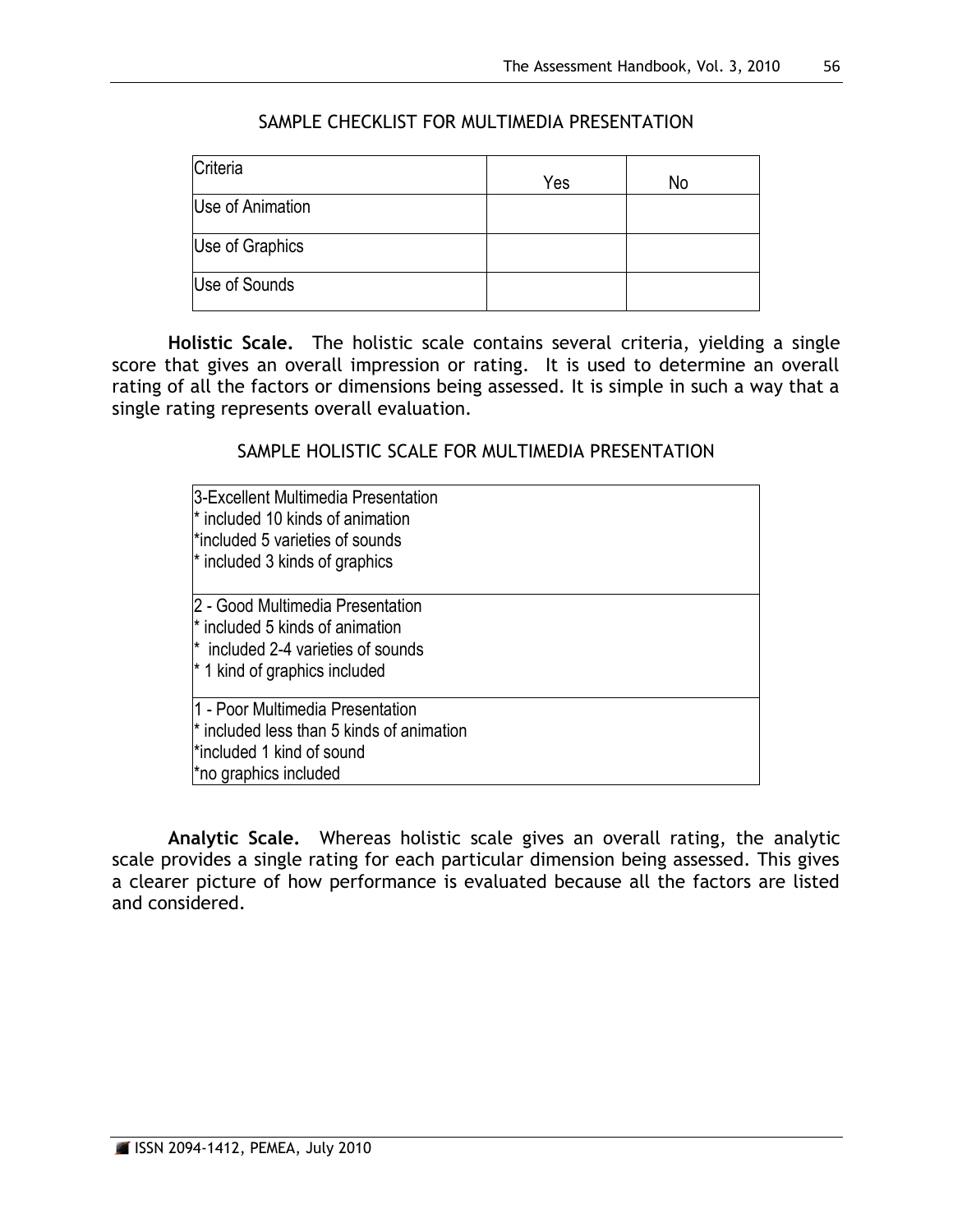SAMPLE CHECKLIST FOR MULTIMEDIA PRESENTATION

| Criteria | Yes | No |
|---|---|---|
| Use of Animation | | |
| Use of Graphics | | |
| Use of Sounds | | |

**Holistic Scale.** The holistic scale contains several criteria, yielding a single score that gives an overall impression or rating. It is used to determine an overall rating of all the factors or dimensions being assessed. It is simple in such a way that a single rating represents overall evaluation.

SAMPLE HOLISTIC SCALE FOR MULTIMEDIA PRESENTATION

| |
|---|
| 3-Excellent Multimedia Presentation<br>* included 10 kinds of animation<br>*included 5 varieties of sounds<br>* included 3 kinds of graphics |
| 2 - Good Multimedia Presentation<br>* included 5 kinds of animation<br>* included 2-4 varieties of sounds<br>* 1 kind of graphics included |
| 1 - Poor Multimedia Presentation<br>* included less than 5 kinds of animation<br>*included 1 kind of sound<br>*no graphics included |

**Analytic Scale.** Whereas holistic scale gives an overall rating, the analytic scale provides a single rating for each particular dimension being assessed. This gives a clearer picture of how performance is evaluated because all the factors are listed and considered.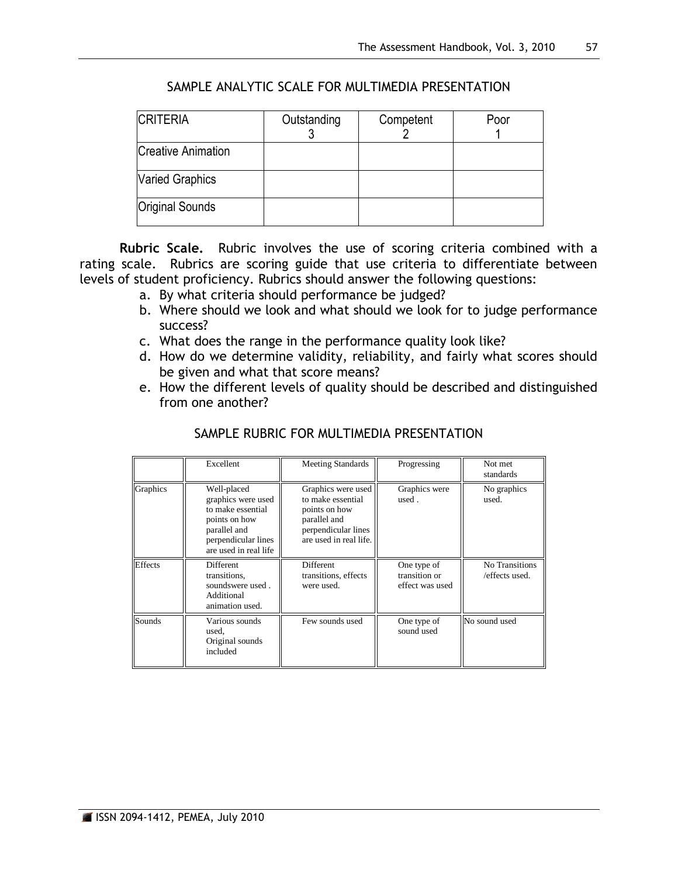SAMPLE ANALYTIC SCALE FOR MULTIMEDIA PRESENTATION

| CRITERIA | Outstanding 3 | Competent 2 | Poor 1 |
|---|---|---|---|
| Creative Animation | | | |
| Varied Graphics | | | |
| Original Sounds | | | |

**Rubric Scale.** Rubric involves the use of scoring criteria combined with a rating scale. Rubrics are scoring guide that use criteria to differentiate between levels of student proficiency. Rubrics should answer the following questions:

a. By what criteria should performance be judged?
b. Where should we look and what should we look for to judge performance success?
c. What does the range in the performance quality look like?
d. How do we determine validity, reliability, and fairly what scores should be given and what that score means?
e. How the different levels of quality should be described and distinguished from one another?

SAMPLE RUBRIC FOR MULTIMEDIA PRESENTATION

| | Excellent | Meeting Standards | Progressing | Not met standards |
|---|---|---|---|---|
| Graphics | Well-placed graphics were used to make essential points on how parallel and perpendicular lines are used in real life | Graphics were used to make essential points on how parallel and perpendicular lines are used in real life. | Graphics were used . | No graphics used. |
| Effects | Different transitions, soundswere used . Additional animation used. | Different transitions, effects were used. | One type of transition or effect was used | No Transitions /effects used. |
| Sounds | Various sounds used, Original sounds included | Few sounds used | One type of sound used | No sound used |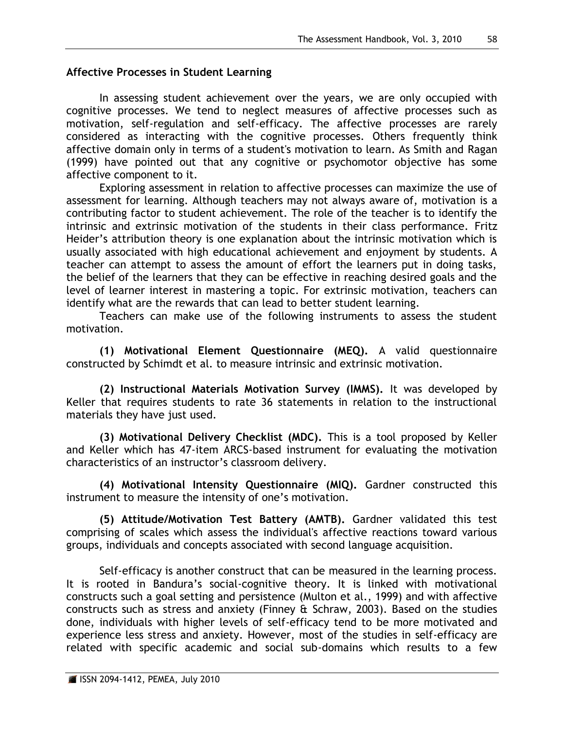### Affective Processes in Student Learning

In assessing student achievement over the years, we are only occupied with cognitive processes. We tend to neglect measures of affective processes such as motivation, self-regulation and self-efficacy. The affective processes are rarely considered as interacting with the cognitive processes. Others frequently think affective domain only in terms of a student's motivation to learn. As Smith and Ragan (1999) have pointed out that any cognitive or psychomotor objective has some affective component to it.

Exploring assessment in relation to affective processes can maximize the use of assessment for learning. Although teachers may not always aware of, motivation is a contributing factor to student achievement. The role of the teacher is to identify the intrinsic and extrinsic motivation of the students in their class performance. Fritz Heider's attribution theory is one explanation about the intrinsic motivation which is usually associated with high educational achievement and enjoyment by students. A teacher can attempt to assess the amount of effort the learners put in doing tasks, the belief of the learners that they can be effective in reaching desired goals and the level of learner interest in mastering a topic. For extrinsic motivation, teachers can identify what are the rewards that can lead to better student learning.

Teachers can make use of the following instruments to assess the student motivation.

**(1) Motivational Element Questionnaire (MEQ).** A valid questionnaire constructed by Schimdt et al. to measure intrinsic and extrinsic motivation.

**(2) Instructional Materials Motivation Survey (IMMS).** It was developed by Keller that requires students to rate 36 statements in relation to the instructional materials they have just used.

**(3) Motivational Delivery Checklist (MDC).** This is a tool proposed by Keller and Keller which has 47-item ARCS-based instrument for evaluating the motivation characteristics of an instructor's classroom delivery.

**(4) Motivational Intensity Questionnaire (MIQ).** Gardner constructed this instrument to measure the intensity of one's motivation.

**(5) Attitude/Motivation Test Battery (AMTB).** Gardner validated this test comprising of scales which assess the individual's affective reactions toward various groups, individuals and concepts associated with second language acquisition.

Self-efficacy is another construct that can be measured in the learning process. It is rooted in Bandura's social-cognitive theory. It is linked with motivational constructs such a goal setting and persistence (Multon et al., 1999) and with affective constructs such as stress and anxiety (Finney & Schraw, 2003). Based on the studies done, individuals with higher levels of self-efficacy tend to be more motivated and experience less stress and anxiety. However, most of the studies in self-efficacy are related with specific academic and social sub-domains which results to a few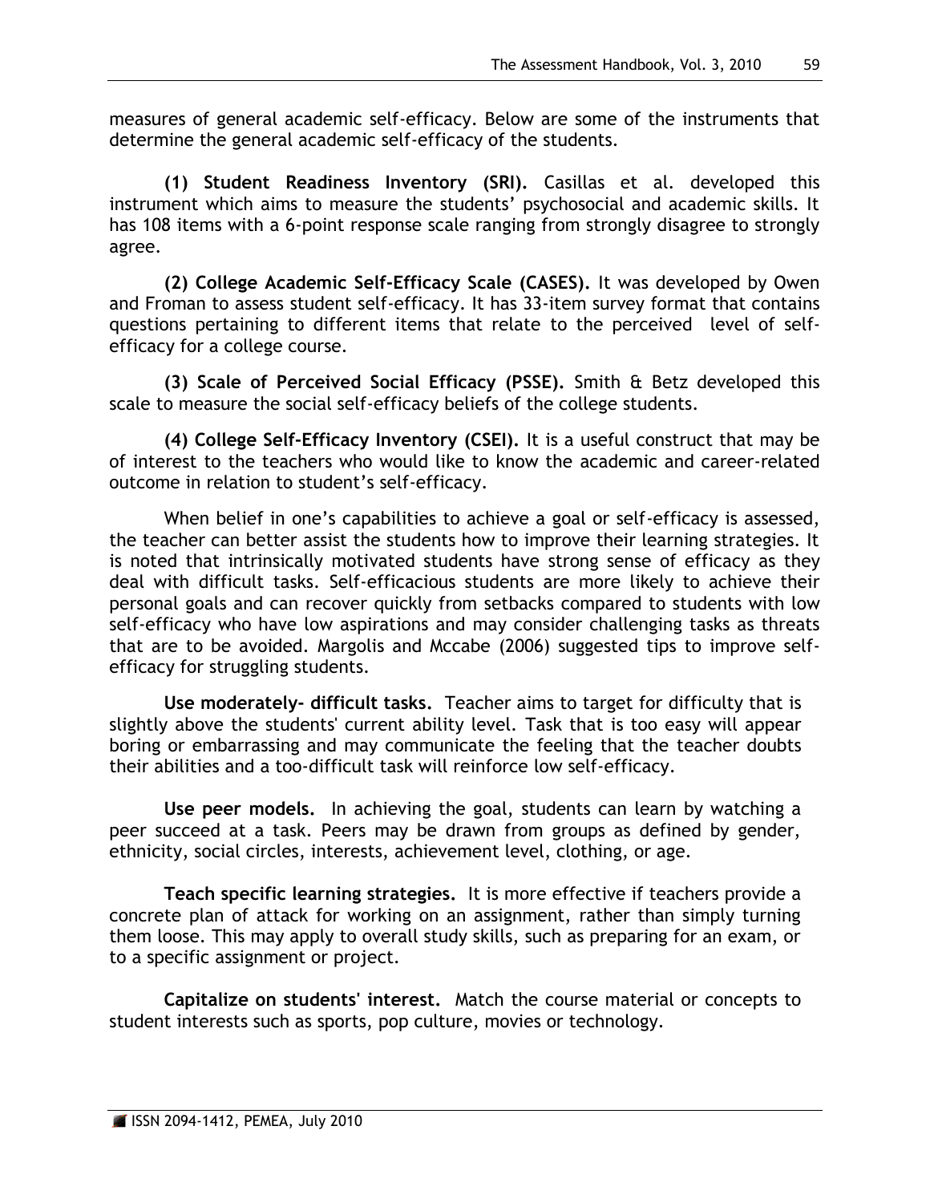measures of general academic self-efficacy. Below are some of the instruments that determine the general academic self-efficacy of the students.

**(1) Student Readiness Inventory (SRI).** Casillas et al. developed this instrument which aims to measure the students' psychosocial and academic skills. It has 108 items with a 6-point response scale ranging from strongly disagree to strongly agree.

**(2) College Academic Self-Efficacy Scale (CASES).** It was developed by Owen and Froman to assess student self-efficacy. It has 33-item survey format that contains questions pertaining to different items that relate to the perceived level of self-efficacy for a college course.

**(3) Scale of Perceived Social Efficacy (PSSE).** Smith & Betz developed this scale to measure the social self-efficacy beliefs of the college students.

**(4) College Self-Efficacy Inventory (CSEI).** It is a useful construct that may be of interest to the teachers who would like to know the academic and career-related outcome in relation to student's self-efficacy.

When belief in one's capabilities to achieve a goal or self-efficacy is assessed, the teacher can better assist the students how to improve their learning strategies. It is noted that intrinsically motivated students have strong sense of efficacy as they deal with difficult tasks. Self-efficacious students are more likely to achieve their personal goals and can recover quickly from setbacks compared to students with low self-efficacy who have low aspirations and may consider challenging tasks as threats that are to be avoided. Margolis and Mccabe (2006) suggested tips to improve self-efficacy for struggling students.

**Use moderately- difficult tasks.** Teacher aims to target for difficulty that is slightly above the students' current ability level. Task that is too easy will appear boring or embarrassing and may communicate the feeling that the teacher doubts their abilities and a too-difficult task will reinforce low self-efficacy.

**Use peer models.** In achieving the goal, students can learn by watching a peer succeed at a task. Peers may be drawn from groups as defined by gender, ethnicity, social circles, interests, achievement level, clothing, or age.

**Teach specific learning strategies.** It is more effective if teachers provide a concrete plan of attack for working on an assignment, rather than simply turning them loose. This may apply to overall study skills, such as preparing for an exam, or to a specific assignment or project.

**Capitalize on students' interest.** Match the course material or concepts to student interests such as sports, pop culture, movies or technology.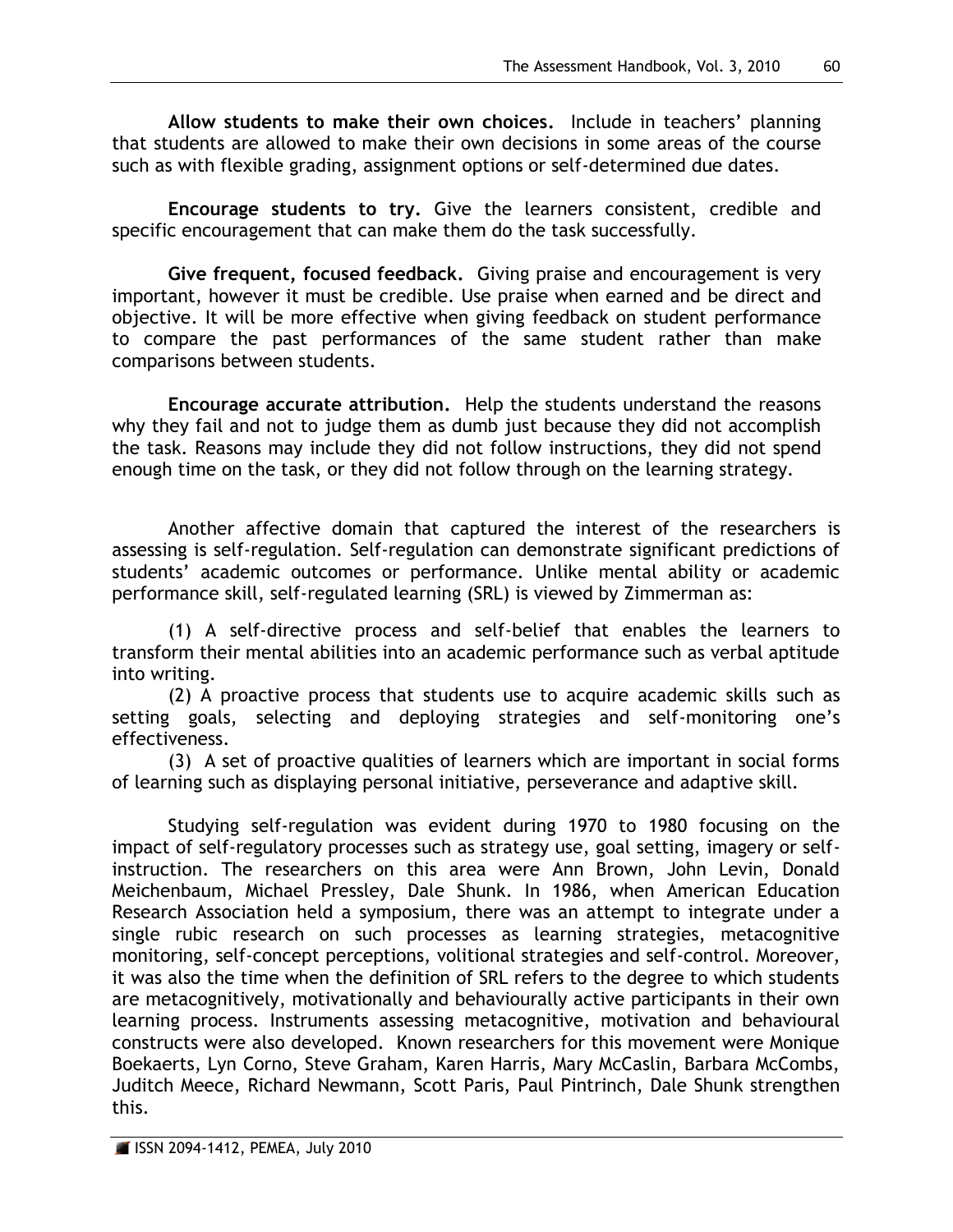**Allow students to make their own choices.** Include in teachers' planning that students are allowed to make their own decisions in some areas of the course such as with flexible grading, assignment options or self-determined due dates.

**Encourage students to try.** Give the learners consistent, credible and specific encouragement that can make them do the task successfully.

**Give frequent, focused feedback.** Giving praise and encouragement is very important, however it must be credible. Use praise when earned and be direct and objective. It will be more effective when giving feedback on student performance to compare the past performances of the same student rather than make comparisons between students.

**Encourage accurate attribution.** Help the students understand the reasons why they fail and not to judge them as dumb just because they did not accomplish the task. Reasons may include they did not follow instructions, they did not spend enough time on the task, or they did not follow through on the learning strategy.

Another affective domain that captured the interest of the researchers is assessing is self-regulation. Self-regulation can demonstrate significant predictions of students' academic outcomes or performance. Unlike mental ability or academic performance skill, self-regulated learning (SRL) is viewed by Zimmerman as:

(1) A self-directive process and self-belief that enables the learners to transform their mental abilities into an academic performance such as verbal aptitude into writing.

(2) A proactive process that students use to acquire academic skills such as setting goals, selecting and deploying strategies and self-monitoring one's effectiveness.

(3) A set of proactive qualities of learners which are important in social forms of learning such as displaying personal initiative, perseverance and adaptive skill.

Studying self-regulation was evident during 1970 to 1980 focusing on the impact of self-regulatory processes such as strategy use, goal setting, imagery or self-instruction. The researchers on this area were Ann Brown, John Levin, Donald Meichenbaum, Michael Pressley, Dale Shunk. In 1986, when American Education Research Association held a symposium, there was an attempt to integrate under a single rubic research on such processes as learning strategies, metacognitive monitoring, self-concept perceptions, volitional strategies and self-control. Moreover, it was also the time when the definition of SRL refers to the degree to which students are metacognitively, motivationally and behaviourally active participants in their own learning process. Instruments assessing metacognitive, motivation and behavioural constructs were also developed. Known researchers for this movement were Monique Boekaerts, Lyn Corno, Steve Graham, Karen Harris, Mary McCaslin, Barbara McCombs, Juditch Meece, Richard Newmann, Scott Paris, Paul Pintrinch, Dale Shunk strengthen this.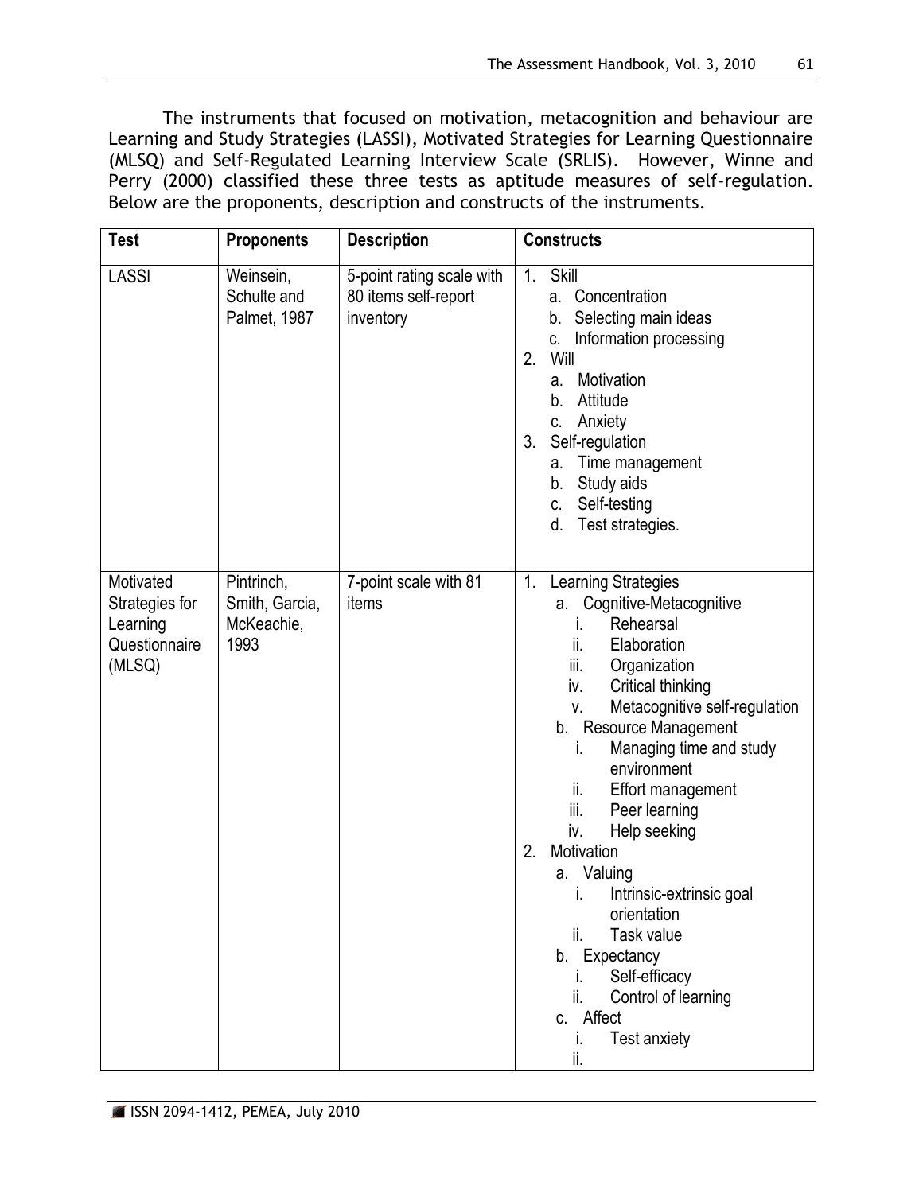The instruments that focused on motivation, metacognition and behaviour are Learning and Study Strategies (LASSI), Motivated Strategies for Learning Questionnaire (MLSQ) and Self-Regulated Learning Interview Scale (SRLIS). However, Winne and Perry (2000) classified these three tests as aptitude measures of self-regulation. Below are the proponents, description and constructs of the instruments.

| Test | Proponents | Description | Constructs |
|---|---|---|---|
| LASSI | Weinsein, Schulte and Palmet, 1987 | 5-point rating scale with 80 items self-report inventory | 1. Skill<br>a. Concentration<br>b. Selecting main ideas<br>c. Information processing<br>2. Will<br>a. Motivation<br>b. Attitude<br>c. Anxiety<br>3. Self-regulation<br>a. Time management<br>b. Study aids<br>c. Self-testing<br>d. Test strategies. |
| Motivated Strategies for Learning Questionnaire (MLSQ) | Pintrinch, Smith, Garcia, McKeachie, 1993 | 7-point scale with 81 items | 1. Learning Strategies<br>a. Cognitive-Metacognitive<br>i. Rehearsal<br>ii. Elaboration<br>iii. Organization<br>iv. Critical thinking<br>v. Metacognitive self-regulation<br>b. Resource Management<br>i. Managing time and study environment<br>ii. Effort management<br>iii. Peer learning<br>iv. Help seeking<br>2. Motivation<br>a. Valuing<br>i. Intrinsic-extrinsic goal orientation<br>ii. Task value<br>b. Expectancy<br>i. Self-efficacy<br>ii. Control of learning<br>c. Affect<br>i. Test anxiety<br>ii. |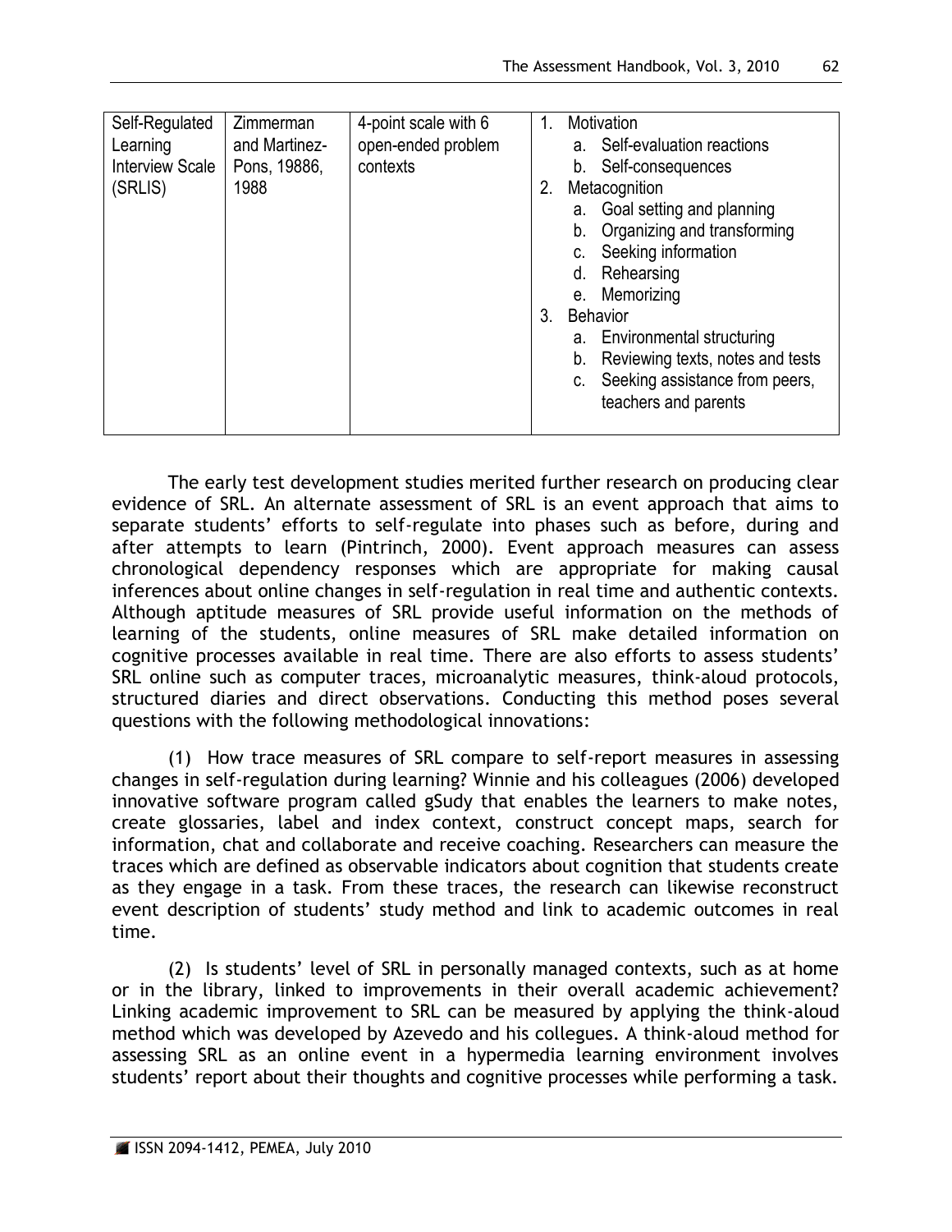| Self-Regulated Learning Interview Scale (SRLIS) | Zimmerman and Martinez-Pons, 19886, 1988 | 4-point scale with 6 open-ended problem contexts | 1. Motivation<br>a. Self-evaluation reactions<br>b. Self-consequences<br>2. Metacognition<br>a. Goal setting and planning<br>b. Organizing and transforming<br>c. Seeking information<br>d. Rehearsing<br>e. Memorizing<br>3. Behavior<br>a. Environmental structuring<br>b. Reviewing texts, notes and tests<br>c. Seeking assistance from peers, teachers and parents |
|---|---|---|---|

The early test development studies merited further research on producing clear evidence of SRL. An alternate assessment of SRL is an event approach that aims to separate students' efforts to self-regulate into phases such as before, during and after attempts to learn (Pintrinch, 2000). Event approach measures can assess chronological dependency responses which are appropriate for making causal inferences about online changes in self-regulation in real time and authentic contexts. Although aptitude measures of SRL provide useful information on the methods of learning of the students, online measures of SRL make detailed information on cognitive processes available in real time. There are also efforts to assess students' SRL online such as computer traces, microanalytic measures, think-aloud protocols, structured diaries and direct observations. Conducting this method poses several questions with the following methodological innovations:

(1) How trace measures of SRL compare to self-report measures in assessing changes in self-regulation during learning? Winnie and his colleagues (2006) developed innovative software program called gSudy that enables the learners to make notes, create glossaries, label and index context, construct concept maps, search for information, chat and collaborate and receive coaching. Researchers can measure the traces which are defined as observable indicators about cognition that students create as they engage in a task. From these traces, the research can likewise reconstruct event description of students' study method and link to academic outcomes in real time.

(2) Is students' level of SRL in personally managed contexts, such as at home or in the library, linked to improvements in their overall academic achievement? Linking academic improvement to SRL can be measured by applying the think-aloud method which was developed by Azevedo and his collegues. A think-aloud method for assessing SRL as an online event in a hypermedia learning environment involves students' report about their thoughts and cognitive processes while performing a task.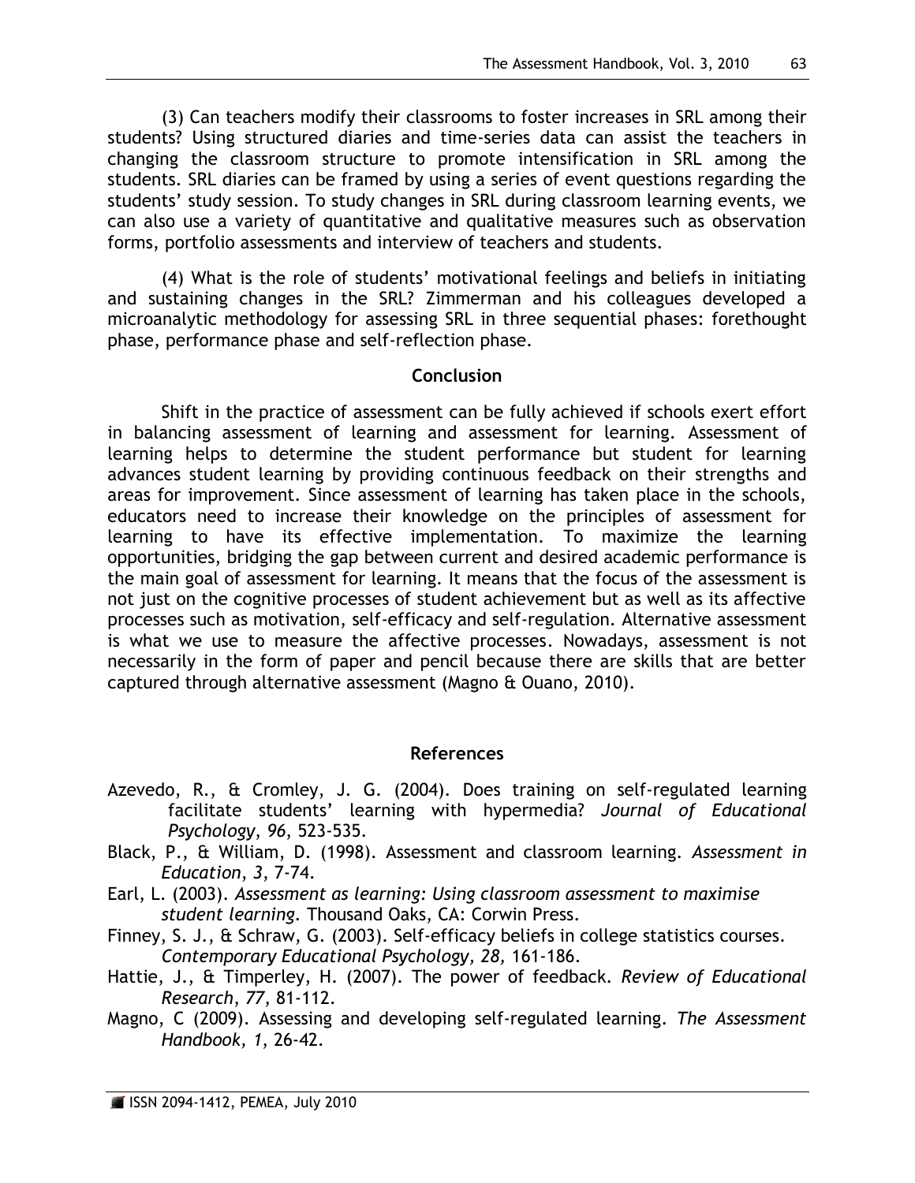(3) Can teachers modify their classrooms to foster increases in SRL among their students? Using structured diaries and time-series data can assist the teachers in changing the classroom structure to promote intensification in SRL among the students. SRL diaries can be framed by using a series of event questions regarding the students' study session. To study changes in SRL during classroom learning events, we can also use a variety of quantitative and qualitative measures such as observation forms, portfolio assessments and interview of teachers and students.

(4) What is the role of students' motivational feelings and beliefs in initiating and sustaining changes in the SRL? Zimmerman and his colleagues developed a microanalytic methodology for assessing SRL in three sequential phases: forethought phase, performance phase and self-reflection phase.

## Conclusion

Shift in the practice of assessment can be fully achieved if schools exert effort in balancing assessment of learning and assessment for learning. Assessment of learning helps to determine the student performance but student for learning advances student learning by providing continuous feedback on their strengths and areas for improvement. Since assessment of learning has taken place in the schools, educators need to increase their knowledge on the principles of assessment for learning to have its effective implementation. To maximize the learning opportunities, bridging the gap between current and desired academic performance is the main goal of assessment for learning. It means that the focus of the assessment is not just on the cognitive processes of student achievement but as well as its affective processes such as motivation, self-efficacy and self-regulation. Alternative assessment is what we use to measure the affective processes. Nowadays, assessment is not necessarily in the form of paper and pencil because there are skills that are better captured through alternative assessment (Magno & Ouano, 2010).

## References

Azevedo, R., & Cromley, J. G. (2004). Does training on self-regulated learning facilitate students' learning with hypermedia? *Journal of Educational Psychology*, *96*, 523-535.

Black, P., & William, D. (1998). Assessment and classroom learning. *Assessment in Education*, *3*, 7-74.

Earl, L. (2003). *Assessment as learning: Using classroom assessment to maximise student learning.* Thousand Oaks, CA: Corwin Press.

Finney, S. J., & Schraw, G. (2003). Self-efficacy beliefs in college statistics courses. *Contemporary Educational Psychology, 28,* 161-186.

Hattie, J., & Timperley, H. (2007). The power of feedback. *Review of Educational Research*, *77*, 81-112.

Magno, C (2009). Assessing and developing self-regulated learning. *The Assessment Handbook, 1,* 26-42.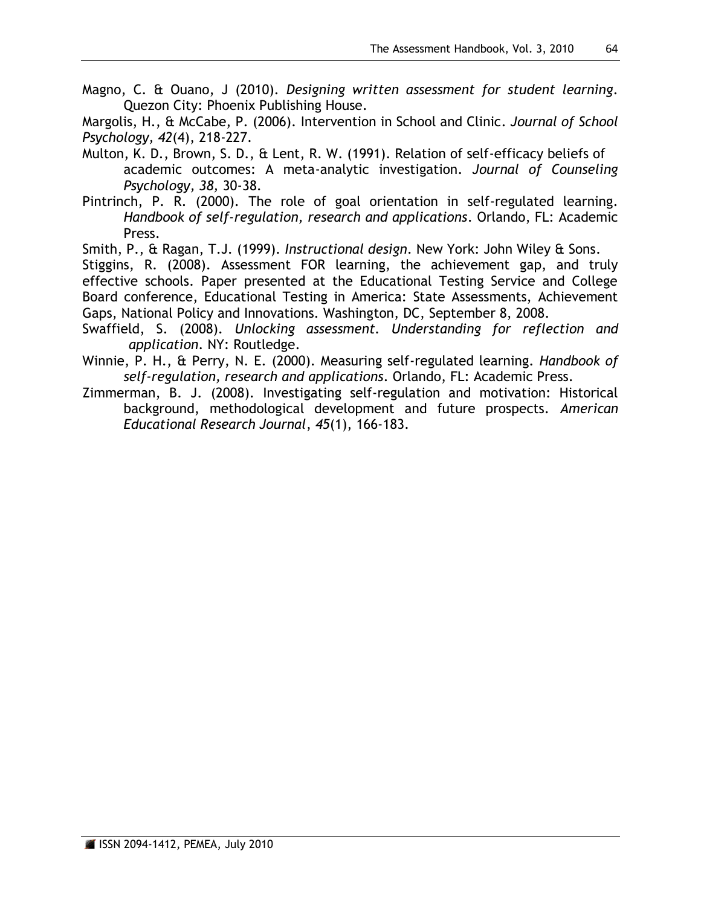Magno, C. & Ouano, J (2010). *Designing written assessment for student learning*. Quezon City: Phoenix Publishing House.

Margolis, H., & McCabe, P. (2006). Intervention in School and Clinic. *Journal of School Psychology, 42*(4), 218-227.

Multon, K. D., Brown, S. D., & Lent, R. W. (1991). Relation of self-efficacy beliefs of academic outcomes: A meta-analytic investigation. *Journal of Counseling Psychology, 38,* 30-38.

Pintrinch, P. R. (2000). The role of goal orientation in self-regulated learning. *Handbook of self-regulation, research and applications*. Orlando, FL: Academic Press.

Smith, P., & Ragan, T.J. (1999). *Instructional design*. New York: John Wiley & Sons.

Stiggins, R. (2008). Assessment FOR learning, the achievement gap, and truly effective schools. Paper presented at the Educational Testing Service and College Board conference, Educational Testing in America: State Assessments, Achievement Gaps, National Policy and Innovations. Washington, DC, September 8, 2008.

Swaffield, S. (2008). *Unlocking assessment. Understanding for reflection and application*. NY: Routledge.

Winnie, P. H., & Perry, N. E. (2000). Measuring self-regulated learning. *Handbook of self-regulation, research and applications*. Orlando, FL: Academic Press.

Zimmerman, B. J. (2008). Investigating self-regulation and motivation: Historical background, methodological development and future prospects. *American Educational Research Journal*, *45*(1), 166-183.